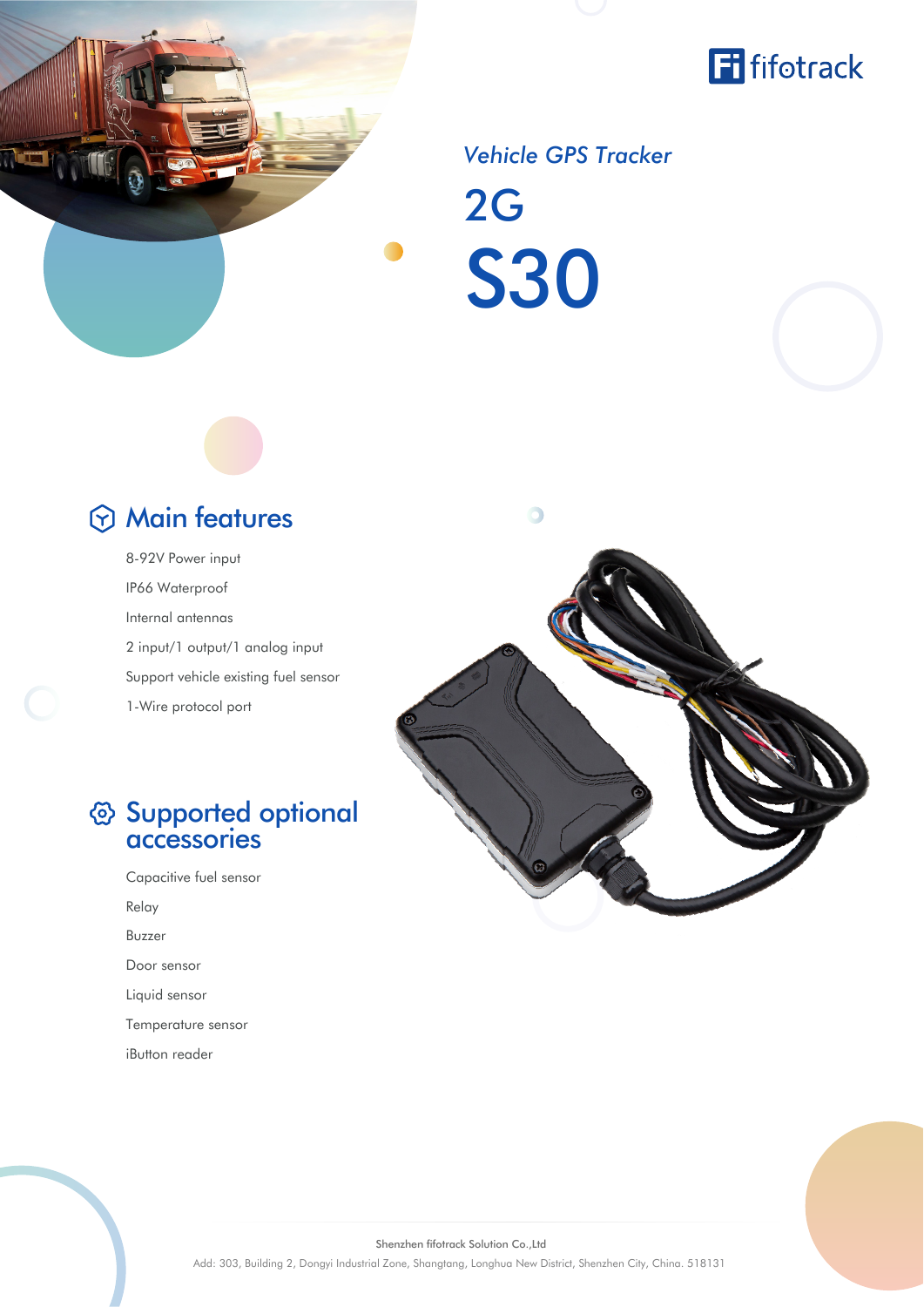fifotrack

*Vehicle GPS Tracker*

# 2G

# S30

## Main features

- 8-92V Power input
- IP66 Waterproof
- Internal antennas
- 2 input/1 output/1 analog input
- Support vehicle existing fuel sensor
- 1-Wire protocol port

## Supported optional accessories

- Capacitive fuel sensor
- Relay
- Buzzer
- Door sensor
- Liquid sensor
- Temperature sensor
- iButton reader

Shenzhen fifotrack Solution Co.,Ltd

Add: 303, Building 2, Dongyi Industrial Zone, Shangtang, Longhua New District, Shenzhen City, China. 518131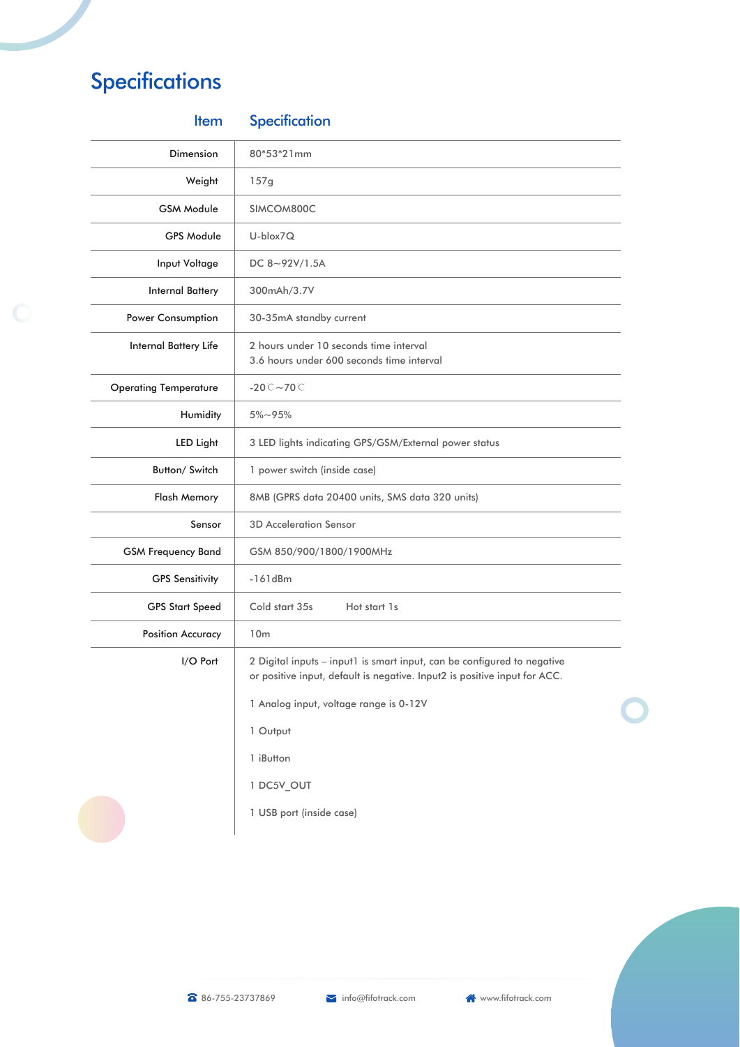# Specifications

| Item | Specification |
|---|---|
| Dimension | 80*53*21mm |
| Weight | 157g |
| GSM Module | SIMCOM800C |
| GPS Module | U-blox7Q |
| Input Voltage | DC 8~92V/1.5A |
| Internal Battery | 300mAh/3.7V |
| Power Consumption | 30-35mA standby current |
| Internal Battery Life | 2 hours under 10 seconds time interval<br>3.6 hours under 600 seconds time interval |
| Operating Temperature | -20℃~70℃ |
| Humidity | 5%~95% |
| LED Light | 3 LED lights indicating GPS/GSM/External power status |
| Button/ Switch | 1 power switch (inside case) |
| Flash Memory | 8MB (GPRS data 20400 units, SMS data 320 units) |
| Sensor | 3D Acceleration Sensor |
| GSM Frequency Band | GSM 850/900/1800/1900MHz |
| GPS Sensitivity | -161dBm |
| GPS Start Speed | Cold start 35s Hot start 1s |
| Position Accuracy | 10m |
| I/O Port | 2 Digital inputs – input1 is smart input, can be configured to negative or positive input, default is negative. Input2 is positive input for ACC.<br>1 Analog input, voltage range is 0-12V<br>1 Output<br>1 iButton<br>1 DC5V_OUT<br>1 USB port (inside case) |

86-755-23737869 info@fifotrack.com www.fifotrack.com